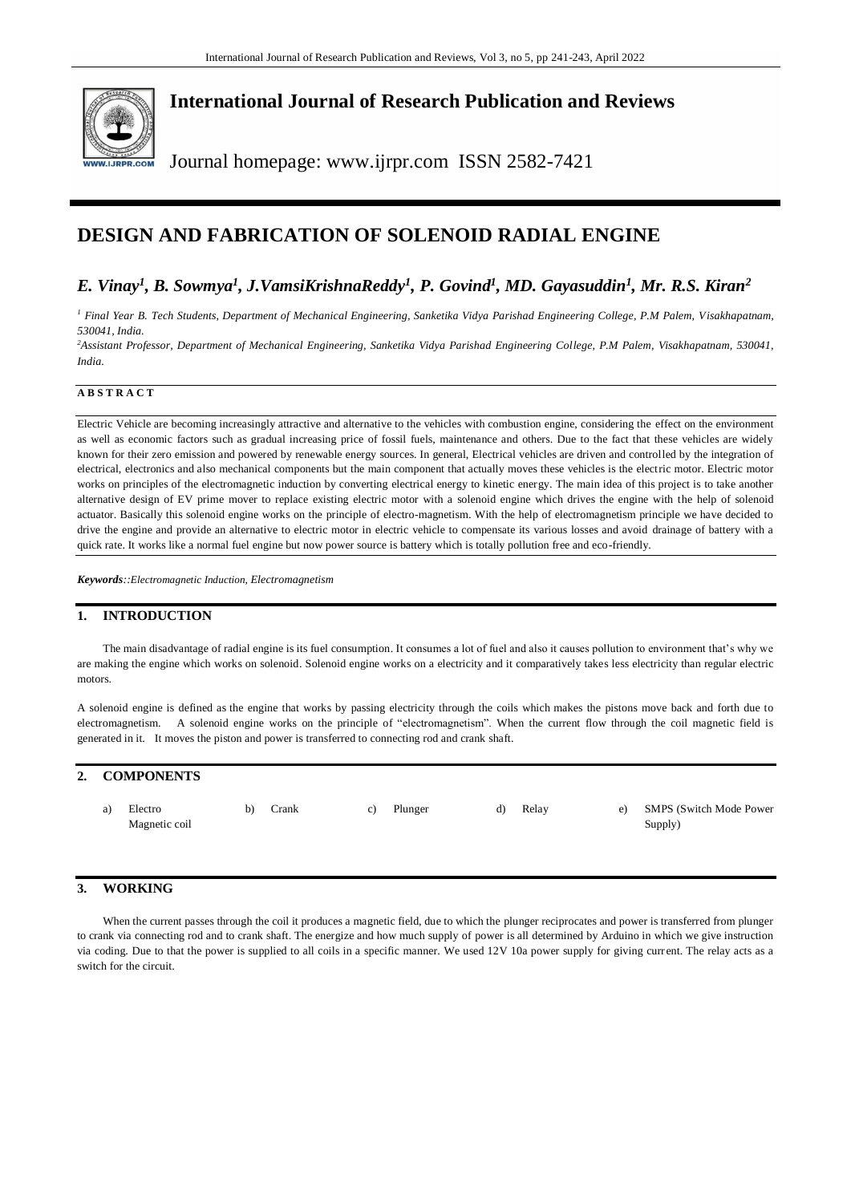# International Journal of Research Publication and Reviews

Journal homepage: www.ijrpr.com ISSN 2582-7421

# DESIGN AND FABRICATION OF SOLENOID RADIAL ENGINE

## *E. Vinay[1], B. Sowmya[1], J.VamsiKrishnaReddy[1], P. Govind[1], MD. Gayasuddin[1], Mr. R.S. Kiran[2]*

*[1] Final Year B. Tech Students, Department of Mechanical Engineering, Sanketika Vidya Parishad Engineering College, P.M Palem, Visakhapatnam, 530041, India.*

*[2]Assistant Professor, Department of Mechanical Engineering, Sanketika Vidya Parishad Engineering College, P.M Palem, Visakhapatnam, 530041, India.*

**A B S T R A C T**

Electric Vehicle are becoming increasingly attractive and alternative to the vehicles with combustion engine, considering the effect on the environment as well as economic factors such as gradual increasing price of fossil fuels, maintenance and others. Due to the fact that these vehicles are widely known for their zero emission and powered by renewable energy sources. In general, Electrical vehicles are driven and controlled by the integration of electrical, electronics and also mechanical components but the main component that actually moves these vehicles is the electric motor. Electric motor works on principles of the electromagnetic induction by converting electrical energy to kinetic energy. The main idea of this project is to take another alternative design of EV prime mover to replace existing electric motor with a solenoid engine which drives the engine with the help of solenoid actuator. Basically this solenoid engine works on the principle of electro-magnetism. With the help of electromagnetism principle we have decided to drive the engine and provide an alternative to electric motor in electric vehicle to compensate its various losses and avoid drainage of battery with a quick rate. It works like a normal fuel engine but now power source is battery which is totally pollution free and eco-friendly.

***Keywords****::Electromagnetic Induction, Electromagnetism*

## 1. INTRODUCTION

The main disadvantage of radial engine is its fuel consumption. It consumes a lot of fuel and also it causes pollution to environment that's why we are making the engine which works on solenoid. Solenoid engine works on a electricity and it comparatively takes less electricity than regular electric motors.

A solenoid engine is defined as the engine that works by passing electricity through the coils which makes the pistons move back and forth due to electromagnetism. A solenoid engine works on the principle of "electromagnetism". When the current flow through the coil magnetic field is generated in it. It moves the piston and power is transferred to connecting rod and crank shaft.

## 2. COMPONENTS

a) Electro Magnetic coil
b) Crank
c) Plunger
d) Relay
e) SMPS (Switch Mode Power Supply)

## 3. WORKING

When the current passes through the coil it produces a magnetic field, due to which the plunger reciprocates and power is transferred from plunger to crank via connecting rod and to crank shaft. The energize and how much supply of power is all determined by Arduino in which we give instruction via coding. Due to that the power is supplied to all coils in a specific manner. We used 12V 10a power supply for giving current. The relay acts as a switch for the circuit.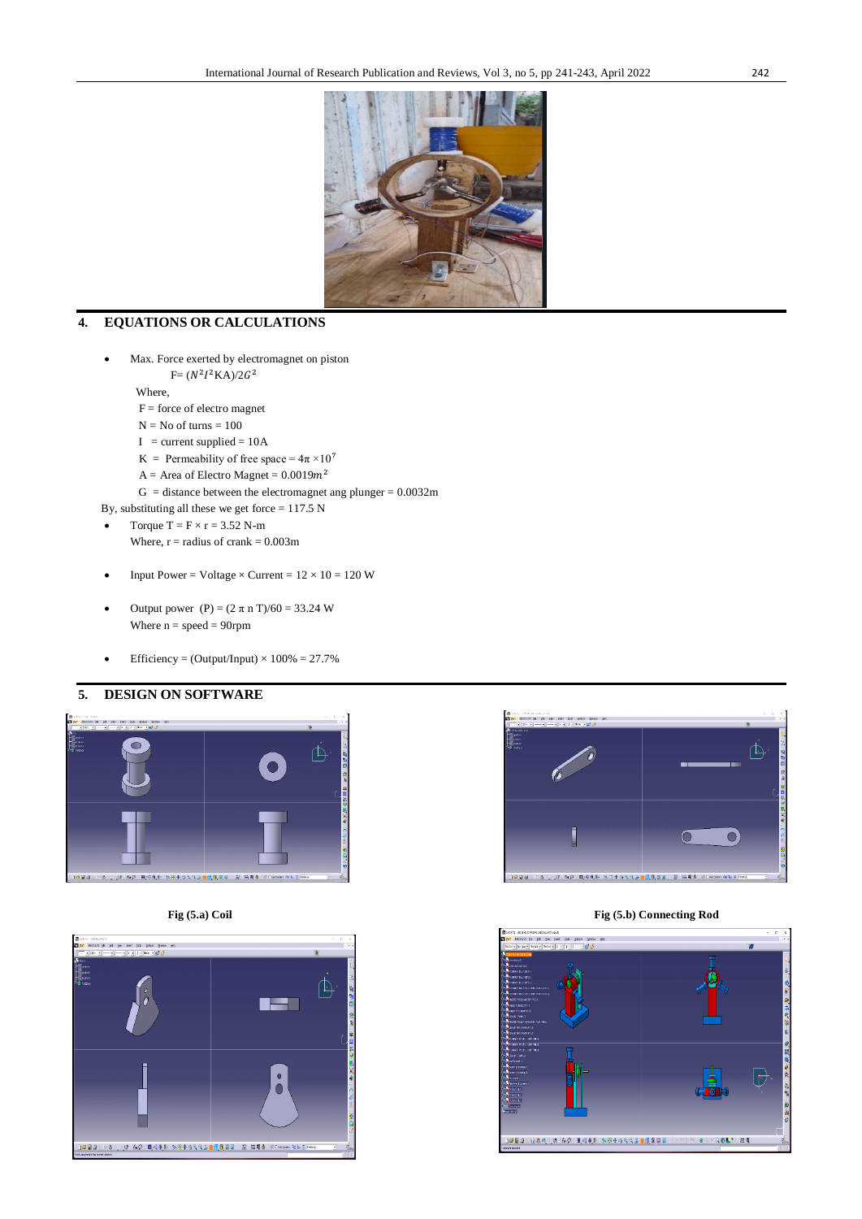## 4. EQUATIONS OR CALCULATIONS

- Max. Force exerted by electromagnet on piston

  $F = (N^2 I^2 KA)/2G^2$

  Where,

  F = force of electro magnet

  N = No of turns = 100

  I = current supplied = 10A

  K = Permeability of free space = $4\pi \times 10^7$

  A = Area of Electro Magnet = $0.0019m^2$

  G = distance between the electromagnet ang plunger = 0.0032m

By, substituting all these we get force = 117.5 N

- Torque T = F × r = 3.52 N-m

  Where, r = radius of crank = 0.003m

- Input Power = Voltage × Current = 12 × 10 = 120 W

- Output power (P) = (2 π n T)/60 = 33.24 W

  Where n = speed = 90rpm

- Efficiency = (Output/Input) × 100% = 27.7%

## 5. DESIGN ON SOFTWARE

**Fig (5.a) Coil**

**Fig (5.b) Connecting Rod**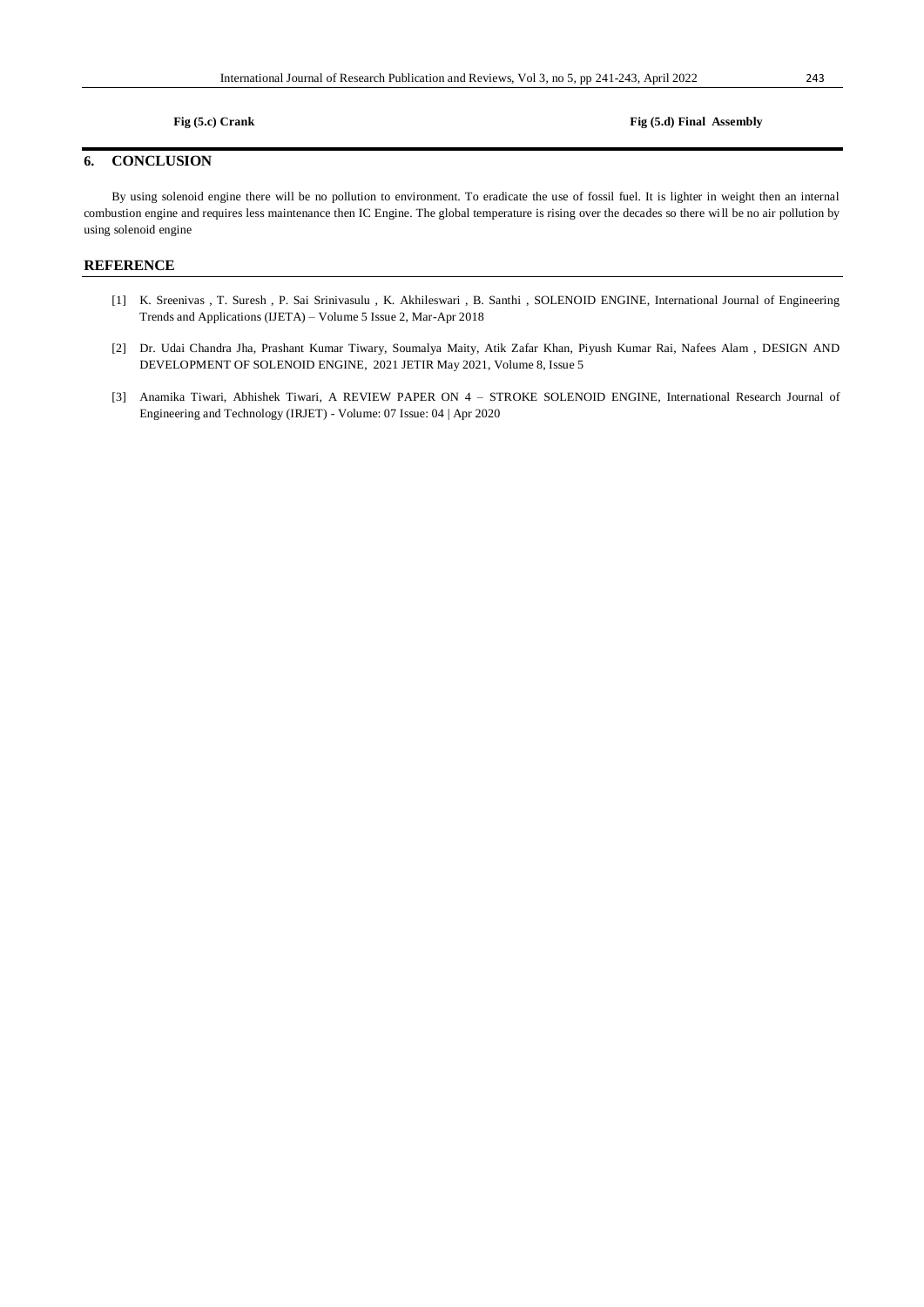Fig (5.c) Crank

Fig (5.d) Final Assembly

## 6. CONCLUSION

By using solenoid engine there will be no pollution to environment. To eradicate the use of fossil fuel. It is lighter in weight then an internal combustion engine and requires less maintenance then IC Engine. The global temperature is rising over the decades so there will be no air pollution by using solenoid engine

## REFERENCE

[1] K. Sreenivas , T. Suresh , P. Sai Srinivasulu , K. Akhileswari , B. Santhi , SOLENOID ENGINE, International Journal of Engineering Trends and Applications (IJETA) – Volume 5 Issue 2, Mar-Apr 2018

[2] Dr. Udai Chandra Jha, Prashant Kumar Tiwary, Soumalya Maity, Atik Zafar Khan, Piyush Kumar Rai, Nafees Alam , DESIGN AND DEVELOPMENT OF SOLENOID ENGINE, 2021 JETIR May 2021, Volume 8, Issue 5

[3] Anamika Tiwari, Abhishek Tiwari, A REVIEW PAPER ON 4 – STROKE SOLENOID ENGINE, International Research Journal of Engineering and Technology (IRJET) - Volume: 07 Issue: 04 | Apr 2020